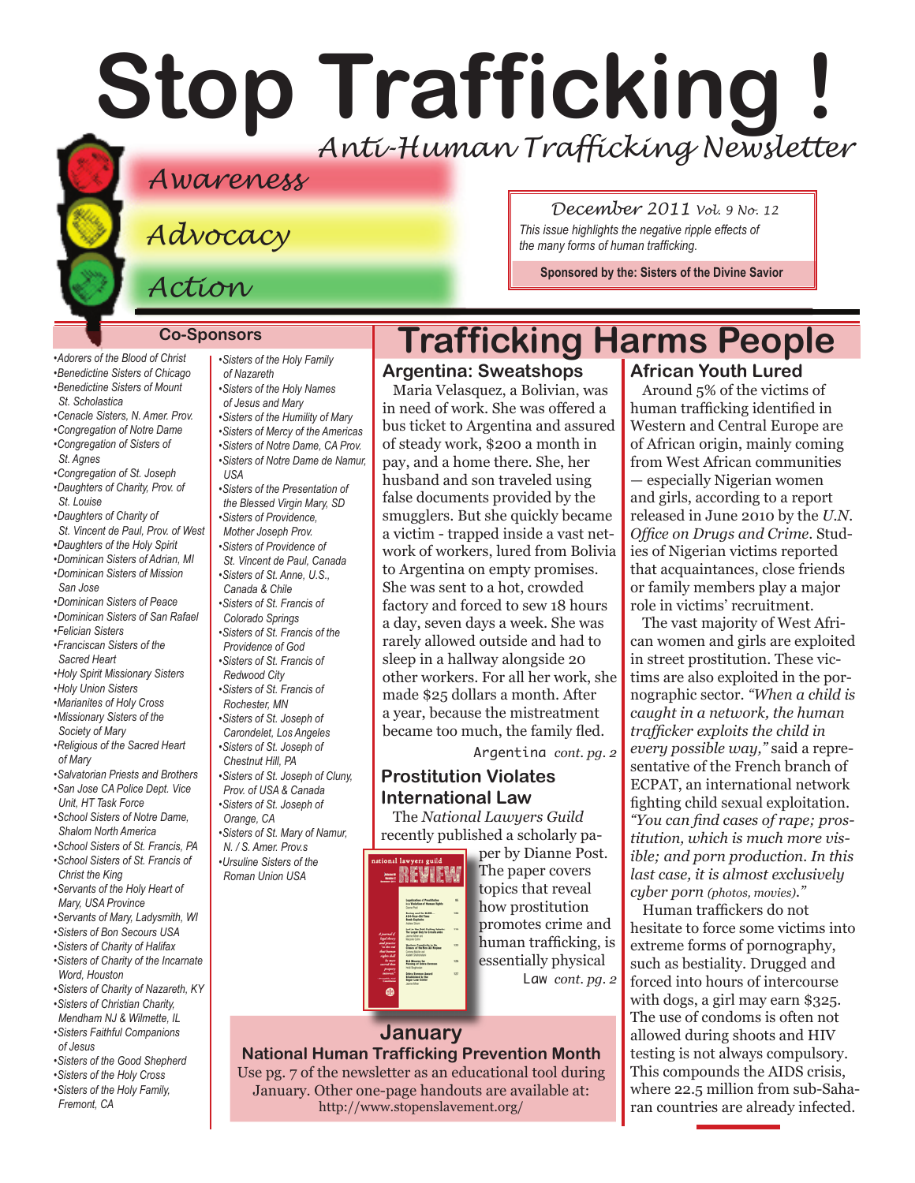# Stop Trafficking !

*Anti-Human Trafficking Newsletter*

*Awareness*

*Advocacy*

*Action*

*December 2011* *Vol. 9 No. 12*

*This issue highlights the negative ripple effects of the many forms of human trafficking.*

**Sponsored by the: Sisters of the Divine Savior**

## Co-Sponsors

- *Adorers of the Blood of Christ*
- *Benedictine Sisters of Chicago*
- *Benedictine Sisters of Mount St. Scholastica*
- *Cenacle Sisters, N. Amer. Prov.*
- *Congregation of Notre Dame*
- *Congregation of Sisters of St. Agnes*
- *Congregation of St. Joseph*
- *Daughters of Charity, Prov. of St. Louise*
- *Daughters of Charity of St. Vincent de Paul, Prov. of West*
- *Daughters of the Holy Spirit*
- *Dominican Sisters of Adrian, MI*
- *Dominican Sisters of Mission San Jose*
- *Dominican Sisters of Peace*
- *Dominican Sisters of San Rafael*
- *Felician Sisters*
- *Franciscan Sisters of the Sacred Heart*
- *Holy Spirit Missionary Sisters*
- *Holy Union Sisters*
- *Marianites of Holy Cross*
- *Missionary Sisters of the Society of Mary*
- *Religious of the Sacred Heart of Mary*
- *Salvatorian Priests and Brothers*
- *San Jose CA Police Dept. Vice Unit, HT Task Force*
- *School Sisters of Notre Dame, Shalom North America*
- *School Sisters of St. Francis, PA*
- *School Sisters of St. Francis of Christ the King*
- *Servants of the Holy Heart of Mary, USA Province*
- *Servants of Mary, Ladysmith, WI*
- *Sisters of Bon Secours USA*
- *Sisters of Charity of Halifax*
- *Sisters of Charity of the Incarnate Word, Houston*
- *Sisters of Charity of Nazareth, KY*
- *Sisters of Christian Charity, Mendham NJ & Wilmette, IL*
- *Sisters Faithful Companions of Jesus*
- *Sisters of the Good Shepherd*
- *Sisters of the Holy Cross*
- *Sisters of the Holy Family, Fremont, CA*
- *Sisters of the Holy Family of Nazareth*
- *Sisters of the Holy Names of Jesus and Mary*
- *Sisters of the Humility of Mary*
- *Sisters of Mercy of the Americas*
- *Sisters of Notre Dame, CA Prov.*
- *Sisters of Notre Dame de Namur, USA*
- *Sisters of the Presentation of the Blessed Virgin Mary, SD*
- *Sisters of Providence, Mother Joseph Prov.*
- *Sisters of Providence of St. Vincent de Paul, Canada*
- *Sisters of St. Anne, U.S., Canada & Chile*
- *Sisters of St. Francis of Colorado Springs*
- *Sisters of St. Francis of the Providence of God*
- *Sisters of St. Francis of Redwood City*
- *Sisters of St. Francis of Rochester, MN*
- *Sisters of St. Joseph of Carondelet, Los Angeles*
- *Sisters of St. Joseph of Chestnut Hill, PA*
- *Sisters of St. Joseph of Cluny, Prov. of USA & Canada*
- *Sisters of St. Joseph of Orange, CA*
- *Sisters of St. Mary of Namur, N. / S. Amer. Prov.s*
- *Ursuline Sisters of the Roman Union USA*

# Trafficking Harms People

## Argentina: Sweatshops

Maria Velasquez, a Bolivian, was in need of work. She was offered a bus ticket to Argentina and assured of steady work, $200 a month in pay, and a home there. She, her husband and son traveled using false documents provided by the smugglers. But she quickly became a victim - trapped inside a vast network of workers, lured from Bolivia to Argentina on empty promises. She was sent to a hot, crowded factory and forced to sew 18 hours a day, seven days a week. She was rarely allowed outside and had to sleep in a hallway alongside 20 other workers. For all her work, she made $25 dollars a month. After a year, because the mistreatment became too much, the family fled.

Argentina *cont. pg. 2*

## Prostitution Violates International Law

The *National Lawyers Guild* recently published a scholarly paper by Dianne Post. The paper covers topics that reveal how prostitution promotes crime and human trafficking, is essentially physical

Law *cont. pg. 2*

## African Youth Lured

Around 5% of the victims of human trafficking identified in Western and Central Europe are of African origin, mainly coming from West African communities — especially Nigerian women and girls, according to a report released in June 2010 by the *U.N. Office on Drugs and Crime*. Studies of Nigerian victims reported that acquaintances, close friends or family members play a major role in victims' recruitment.

The vast majority of West African women and girls are exploited in street prostitution. These victims are also exploited in the pornographic sector. *"When a child is caught in a network, the human trafficker exploits the child in every possible way,"* said a representative of the French branch of ECPAT, an international network fighting child sexual exploitation. *"You can find cases of rape; prostitution, which is much more visible; and porn production. In this last case, it is almost exclusively cyber porn (photos, movies)."*

Human traffickers do not hesitate to force some victims into extreme forms of pornography, such as bestiality. Drugged and forced into hours of intercourse with dogs, a girl may earn $325. The use of condoms is often not allowed during shoots and HIV testing is not always compulsory. This compounds the AIDS crisis, where 22.5 million from sub-Saharan countries are already infected.

## January

**National Human Trafficking Prevention Month**

Use pg. 7 of the newsletter as an educational tool during January. Other one-page handouts are available at: http://www.stopenslavement.org/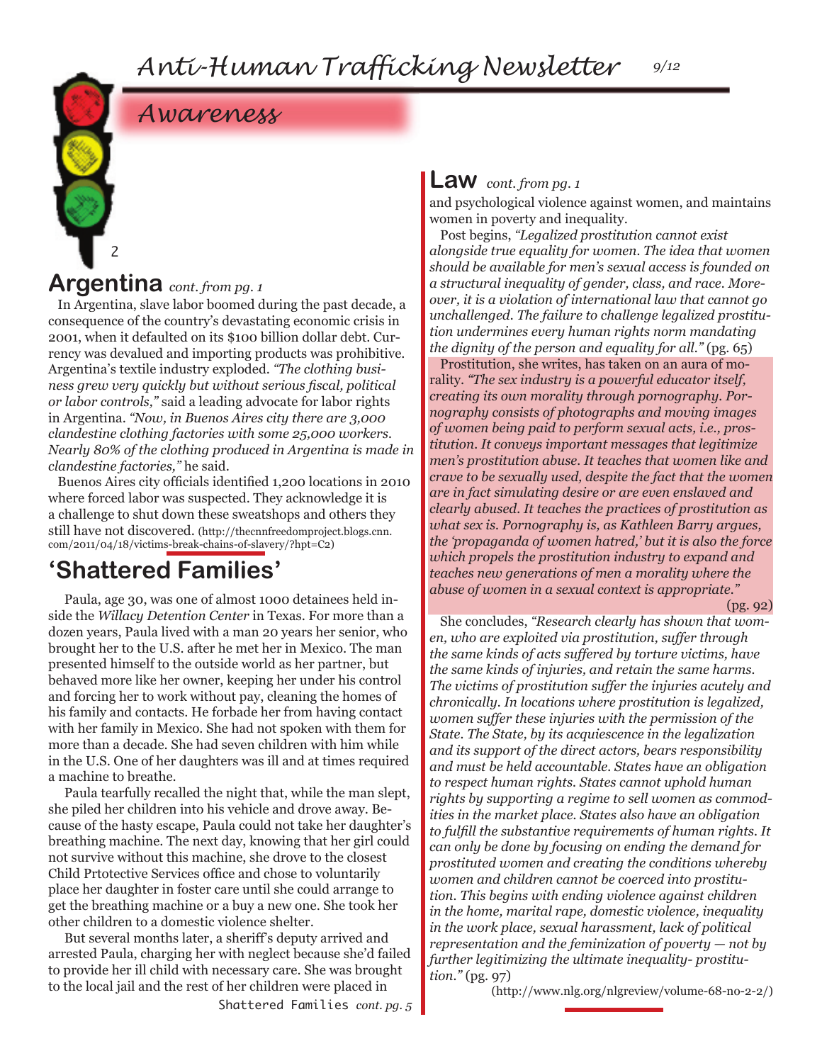## Awareness

## Argentina *cont. from pg. 1*

In Argentina, slave labor boomed during the past decade, a consequence of the country's devastating economic crisis in 2001, when it defaulted on its $100 billion dollar debt. Currency was devalued and importing products was prohibitive. Argentina's textile industry exploded. *"The clothing business grew very quickly but without serious fiscal, political or labor controls,"* said a leading advocate for labor rights in Argentina. *"Now, in Buenos Aires city there are 3,000 clandestine clothing factories with some 25,000 workers. Nearly 80% of the clothing produced in Argentina is made in clandestine factories,"* he said.

Buenos Aires city officials identified 1,200 locations in 2010 where forced labor was suspected. They acknowledge it is a challenge to shut down these sweatshops and others they still have not discovered. (http://thecnnfreedomproject.blogs.cnn.com/2011/04/18/victims-break-chains-of-slavery/?hpt=C2)

## 'Shattered Families'

Paula, age 30, was one of almost 1000 detainees held inside the *Willacy Detention Center* in Texas. For more than a dozen years, Paula lived with a man 20 years her senior, who brought her to the U.S. after he met her in Mexico. The man presented himself to the outside world as her partner, but behaved more like her owner, keeping her under his control and forcing her to work without pay, cleaning the homes of his family and contacts. He forbade her from having contact with her family in Mexico. She had not spoken with them for more than a decade. She had seven children with him while in the U.S. One of her daughters was ill and at times required a machine to breathe.

Paula tearfully recalled the night that, while the man slept, she piled her children into his vehicle and drove away. Because of the hasty escape, Paula could not take her daughter's breathing machine. The next day, knowing that her girl could not survive without this machine, she drove to the closest Child Prtotective Services office and chose to voluntarily place her daughter in foster care until she could arrange to get the breathing machine or a buy a new one. She took her other children to a domestic violence shelter.

But several months later, a sheriff's deputy arrived and arrested Paula, charging her with neglect because she'd failed to provide her ill child with necessary care. She was brought to the local jail and the rest of her children were placed in

Shattered Families *cont. pg. 5*

## Law *cont. from pg. 1*

and psychological violence against women, and maintains women in poverty and inequality.

Post begins, *"Legalized prostitution cannot exist alongside true equality for women. The idea that women should be available for men's sexual access is founded on a structural inequality of gender, class, and race. Moreover, it is a violation of international law that cannot go unchallenged. The failure to challenge legalized prostitution undermines every human rights norm mandating the dignity of the person and equality for all."* (pg. 65)

Prostitution, she writes, has taken on an aura of morality. *"The sex industry is a powerful educator itself, creating its own morality through pornography. Pornography consists of photographs and moving images of women being paid to perform sexual acts, i.e., prostitution. It conveys important messages that legitimize men's prostitution abuse. It teaches that women like and crave to be sexually used, despite the fact that the women are in fact simulating desire or are even enslaved and clearly abused. It teaches the practices of prostitution as what sex is. Pornography is, as Kathleen Barry argues, the 'propaganda of women hatred,' but it is also the force which propels the prostitution industry to expand and teaches new generations of men a morality where the abuse of women in a sexual context is appropriate."* (pg. 92)

She concludes, *"Research clearly has shown that women, who are exploited via prostitution, suffer through the same kinds of acts suffered by torture victims, have the same kinds of injuries, and retain the same harms. The victims of prostitution suffer the injuries acutely and chronically. In locations where prostitution is legalized, women suffer these injuries with the permission of the State. The State, by its acquiescence in the legalization and its support of the direct actors, bears responsibility and must be held accountable. States have an obligation to respect human rights. States cannot uphold human rights by supporting a regime to sell women as commodities in the market place. States also have an obligation to fulfill the substantive requirements of human rights. It can only be done by focusing on ending the demand for prostituted women and creating the conditions whereby women and children cannot be coerced into prostitution. This begins with ending violence against children in the home, marital rape, domestic violence, inequality in the work place, sexual harassment, lack of political representation and the feminization of poverty — not by further legitimizing the ultimate inequality- prostitution."* (pg. 97)

(http://www.nlg.org/nlgreview/volume-68-no-2-2/)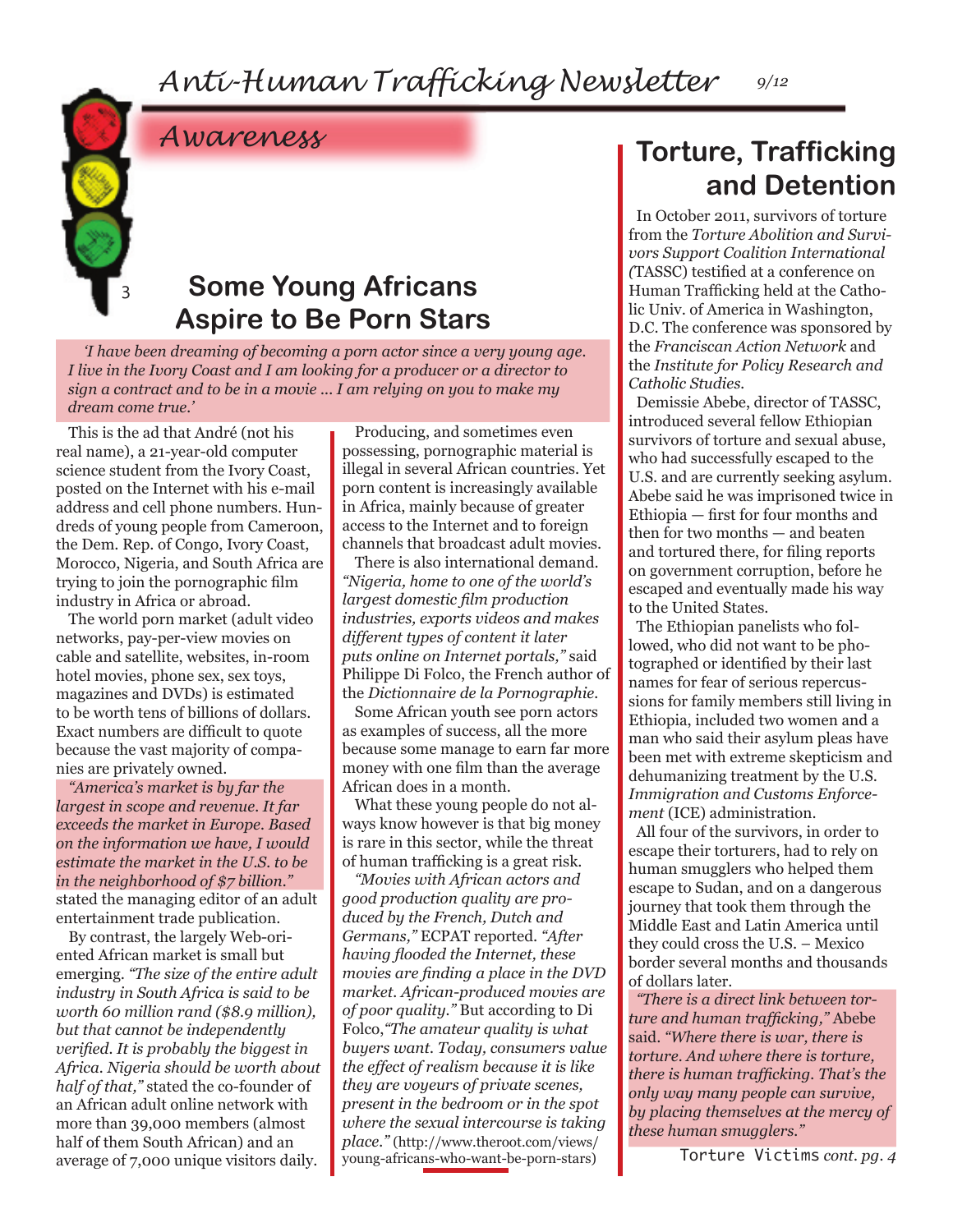## Awareness

# Some Young Africans Aspire to Be Porn Stars

*'I have been dreaming of becoming a porn actor since a very young age. I live in the Ivory Coast and I am looking for a producer or a director to sign a contract and to be in a movie ... I am relying on you to make my dream come true.'*

This is the ad that André (not his real name), a 21-year-old computer science student from the Ivory Coast, posted on the Internet with his e-mail address and cell phone numbers. Hundreds of young people from Cameroon, the Dem. Rep. of Congo, Ivory Coast, Morocco, Nigeria, and South Africa are trying to join the pornographic film industry in Africa or abroad.

The world porn market (adult video networks, pay-per-view movies on cable and satellite, websites, in-room hotel movies, phone sex, sex toys, magazines and DVDs) is estimated to be worth tens of billions of dollars. Exact numbers are difficult to quote because the vast majority of companies are privately owned.

*"America's market is by far the largest in scope and revenue. It far exceeds the market in Europe. Based on the information we have, I would estimate the market in the U.S. to be in the neighborhood of $7 billion."* stated the managing editor of an adult entertainment trade publication.

By contrast, the largely Web-oriented African market is small but emerging. *"The size of the entire adult industry in South Africa is said to be worth 60 million rand ($8.9 million), but that cannot be independently verified. It is probably the biggest in Africa. Nigeria should be worth about half of that,"* stated the co-founder of an African adult online network with more than 39,000 members (almost half of them South African) and an average of 7,000 unique visitors daily.

Producing, and sometimes even possessing, pornographic material is illegal in several African countries. Yet porn content is increasingly available in Africa, mainly because of greater access to the Internet and to foreign channels that broadcast adult movies.

There is also international demand. *"Nigeria, home to one of the world's largest domestic film production industries, exports videos and makes different types of content it later puts online on Internet portals,"* said Philippe Di Folco, the French author of the *Dictionnaire de la Pornographie*.

Some African youth see porn actors as examples of success, all the more because some manage to earn far more money with one film than the average African does in a month.

What these young people do not always know however is that big money is rare in this sector, while the threat of human trafficking is a great risk.

*"Movies with African actors and good production quality are produced by the French, Dutch and Germans,"* ECPAT reported. *"After having flooded the Internet, these movies are finding a place in the DVD market. African-produced movies are of poor quality."* But according to Di Folco,*"The amateur quality is what buyers want. Today, consumers value the effect of realism because it is like they are voyeurs of private scenes, present in the bedroom or in the spot where the sexual intercourse is taking place."* (http://www.theroot.com/views/young-africans-who-want-be-porn-stars)

# Torture, Trafficking and Detention

In October 2011, survivors of torture from the *Torture Abolition and Survivors Support Coalition International (*TASSC) testified at a conference on Human Trafficking held at the Catholic Univ. of America in Washington, D.C. The conference was sponsored by the *Franciscan Action Network* and the *Institute for Policy Research and Catholic Studies.*

Demissie Abebe, director of TASSC, introduced several fellow Ethiopian survivors of torture and sexual abuse, who had successfully escaped to the U.S. and are currently seeking asylum. Abebe said he was imprisoned twice in Ethiopia — first for four months and then for two months — and beaten and tortured there, for filing reports on government corruption, before he escaped and eventually made his way to the United States.

The Ethiopian panelists who followed, who did not want to be photographed or identified by their last names for fear of serious repercussions for family members still living in Ethiopia, included two women and a man who said their asylum pleas have been met with extreme skepticism and dehumanizing treatment by the U.S. *Immigration and Customs Enforcement* (ICE) administration.

All four of the survivors, in order to escape their torturers, had to rely on human smugglers who helped them escape to Sudan, and on a dangerous journey that took them through the Middle East and Latin America until they could cross the U.S. – Mexico border several months and thousands of dollars later.

*"There is a direct link between torture and human trafficking,"* Abebe said. *"Where there is war, there is torture. And where there is torture, there is human trafficking. That's the only way many people can survive, by placing themselves at the mercy of these human smugglers."*

Torture Victims *cont. pg. 4*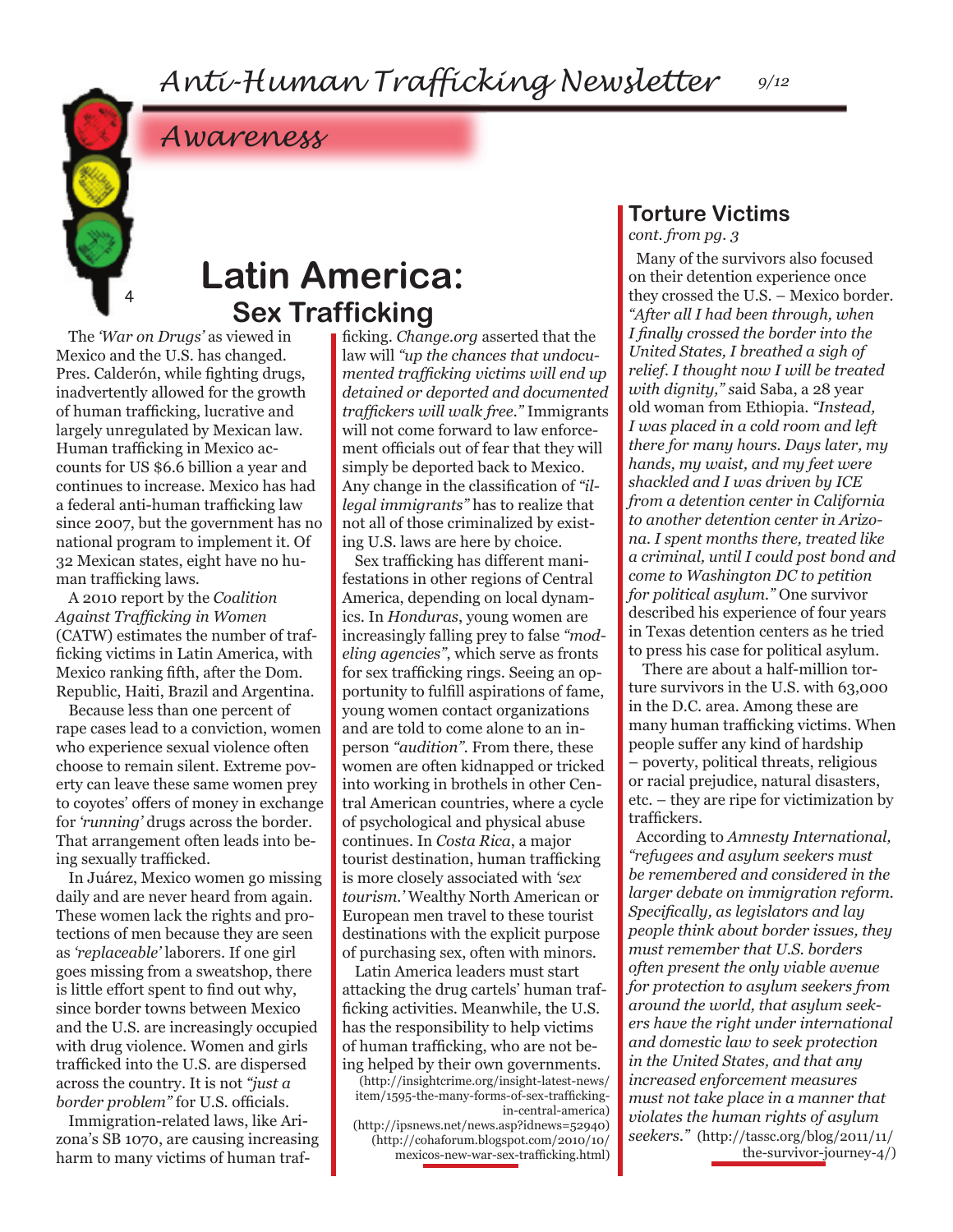## Awareness

# Latin America:
## Sex Trafficking

The *'War on Drugs'* as viewed in Mexico and the U.S. has changed. Pres. Calderón, while fighting drugs, inadvertently allowed for the growth of human trafficking, lucrative and largely unregulated by Mexican law. Human trafficking in Mexico accounts for US $6.6 billion a year and continues to increase. Mexico has had a federal anti-human trafficking law since 2007, but the government has no national program to implement it. Of 32 Mexican states, eight have no human trafficking laws.

A 2010 report by the *Coalition Against Trafficking in Women* (CATW) estimates the number of trafficking victims in Latin America, with Mexico ranking fifth, after the Dom. Republic, Haiti, Brazil and Argentina.

Because less than one percent of rape cases lead to a conviction, women who experience sexual violence often choose to remain silent. Extreme poverty can leave these same women prey to coyotes' offers of money in exchange for *'running'* drugs across the border. That arrangement often leads into being sexually trafficked.

In Juárez, Mexico women go missing daily and are never heard from again. These women lack the rights and protections of men because they are seen as *'replaceable'* laborers. If one girl goes missing from a sweatshop, there is little effort spent to find out why, since border towns between Mexico and the U.S. are increasingly occupied with drug violence. Women and girls trafficked into the U.S. are dispersed across the country. It is not *"just a border problem"* for U.S. officials.

Immigration-related laws, like Arizona's SB 1070, are causing increasing harm to many victims of human trafficking. *Change.org* asserted that the law will *"up the chances that undocumented trafficking victims will end up detained or deported and documented traffickers will walk free."* Immigrants will not come forward to law enforcement officials out of fear that they will simply be deported back to Mexico. Any change in the classification of *"illegal immigrants"* has to realize that not all of those criminalized by existing U.S. laws are here by choice.

Sex trafficking has different manifestations in other regions of Central America, depending on local dynamics. In *Honduras*, young women are increasingly falling prey to false *"modeling agencies"*, which serve as fronts for sex trafficking rings. Seeing an opportunity to fulfill aspirations of fame, young women contact organizations and are told to come alone to an in-person *"audition"*. From there, these women are often kidnapped or tricked into working in brothels in other Central American countries, where a cycle of psychological and physical abuse continues. In *Costa Rica*, a major tourist destination, human trafficking is more closely associated with *'sex tourism.'* Wealthy North American or European men travel to these tourist destinations with the explicit purpose of purchasing sex, often with minors.

Latin America leaders must start attacking the drug cartels' human trafficking activities. Meanwhile, the U.S. has the responsibility to help victims of human trafficking, who are not being helped by their own governments.

(http://insightcrime.org/insight-latest-news/item/1595-the-many-forms-of-sex-trafficking-in-central-america)
(http://ipsnews.net/news.asp?idnews=52940)
(http://cohaforum.blogspot.com/2010/10/mexicos-new-war-sex-trafficking.html)

## Torture Victims

*cont. from pg. 3*

Many of the survivors also focused on their detention experience once they crossed the U.S. – Mexico border. *"After all I had been through, when I finally crossed the border into the United States, I breathed a sigh of relief. I thought now I will be treated with dignity,"* said Saba, a 28 year old woman from Ethiopia. *"Instead, I was placed in a cold room and left there for many hours. Days later, my hands, my waist, and my feet were shackled and I was driven by ICE from a detention center in California to another detention center in Arizona. I spent months there, treated like a criminal, until I could post bond and come to Washington DC to petition for political asylum."* One survivor described his experience of four years in Texas detention centers as he tried to press his case for political asylum.

There are about a half-million torture survivors in the U.S. with 63,000 in the D.C. area. Among these are many human trafficking victims. When people suffer any kind of hardship – poverty, political threats, religious or racial prejudice, natural disasters, etc. – they are ripe for victimization by traffickers.

According to *Amnesty International, "refugees and asylum seekers must be remembered and considered in the larger debate on immigration reform. Specifically, as legislators and lay people think about border issues, they must remember that U.S. borders often present the only viable avenue for protection to asylum seekers from around the world, that asylum seekers have the right under international and domestic law to seek protection in the United States, and that any increased enforcement measures must not take place in a manner that violates the human rights of asylum seekers."* (http://tassc.org/blog/2011/11/the-survivor-journey-4/)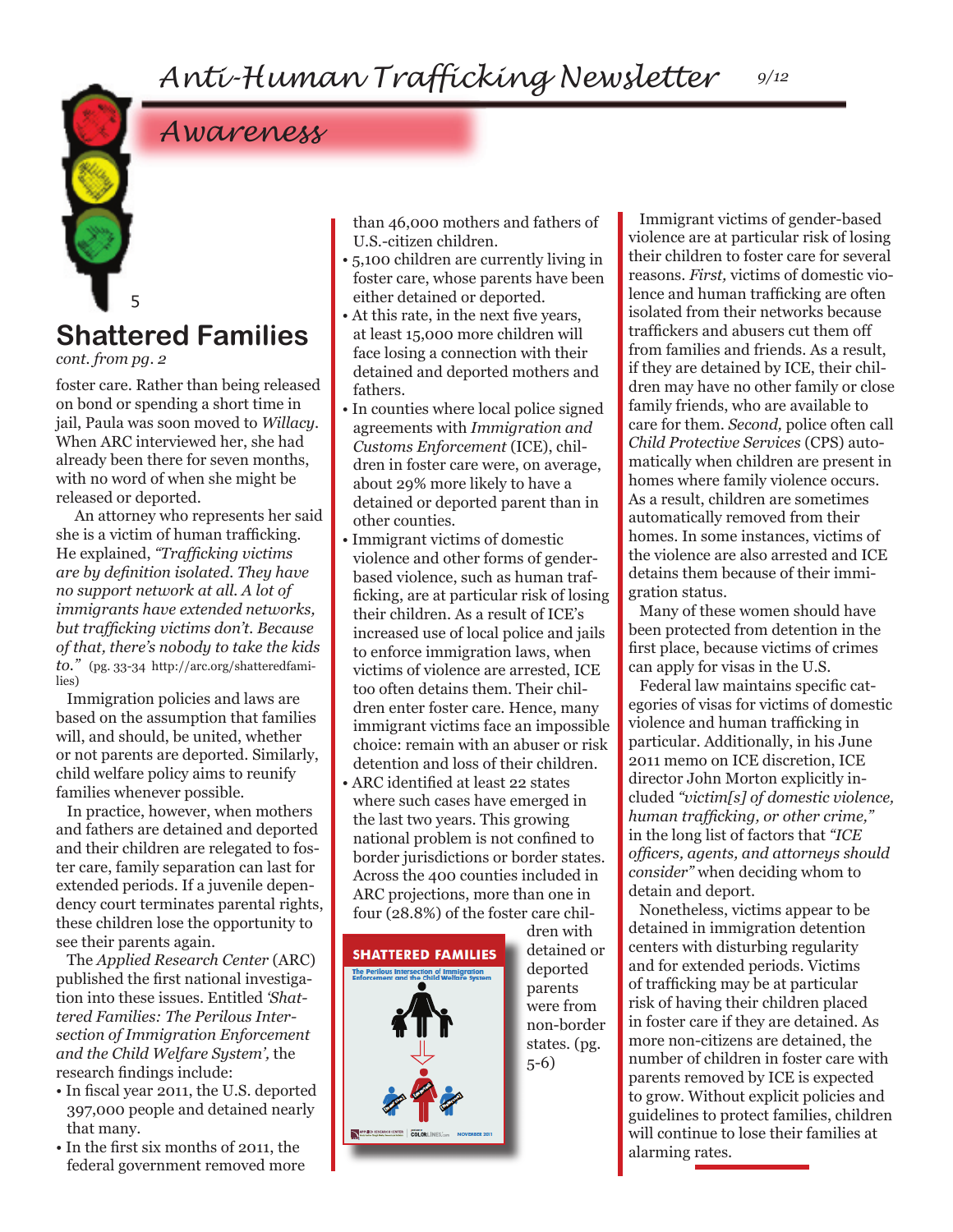## Awareness

# Shattered Families

*cont. from pg. 2*

foster care. Rather than being released on bond or spending a short time in jail, Paula was soon moved to *Willacy*. When ARC interviewed her, she had already been there for seven months, with no word of when she might be released or deported.

An attorney who represents her said she is a victim of human trafficking. He explained, *"Trafficking victims are by definition isolated. They have no support network at all. A lot of immigrants have extended networks, but trafficking victims don't. Because of that, there's nobody to take the kids to."* (pg. 33-34 http://arc.org/shatteredfamilies)

Immigration policies and laws are based on the assumption that families will, and should, be united, whether or not parents are deported. Similarly, child welfare policy aims to reunify families whenever possible.

In practice, however, when mothers and fathers are detained and deported and their children are relegated to foster care, family separation can last for extended periods. If a juvenile dependency court terminates parental rights, these children lose the opportunity to see their parents again.

The *Applied Research Center* (ARC) published the first national investigation into these issues. Entitled *'Shattered Families: The Perilous Intersection of Immigration Enforcement and the Child Welfare System'*, the research findings include:

- In fiscal year 2011, the U.S. deported 397,000 people and detained nearly that many.
- In the first six months of 2011, the federal government removed more than 46,000 mothers and fathers of U.S.-citizen children.
- 5,100 children are currently living in foster care, whose parents have been either detained or deported.
- At this rate, in the next five years, at least 15,000 more children will face losing a connection with their detained and deported mothers and fathers.
- In counties where local police signed agreements with *Immigration and Customs Enforcement* (ICE), children in foster care were, on average, about 29% more likely to have a detained or deported parent than in other counties.
- Immigrant victims of domestic violence and other forms of gender-based violence, such as human trafficking, are at particular risk of losing their children. As a result of ICE's increased use of local police and jails to enforce immigration laws, when victims of violence are arrested, ICE too often detains them. Their children enter foster care. Hence, many immigrant victims face an impossible choice: remain with an abuser or risk detention and loss of their children.
- ARC identified at least 22 states where such cases have emerged in the last two years. This growing national problem is not confined to border jurisdictions or border states. Across the 400 counties included in ARC projections, more than one in four (28.8%) of the foster care children with detained or deported parents were from non-border states. (pg. 5-6)

Immigrant victims of gender-based violence are at particular risk of losing their children to foster care for several reasons. *First,* victims of domestic violence and human trafficking are often isolated from their networks because traffickers and abusers cut them off from families and friends. As a result, if they are detained by ICE, their children may have no other family or close family friends, who are available to care for them. *Second,* police often call *Child Protective Services* (CPS) automatically when children are present in homes where family violence occurs. As a result, children are sometimes automatically removed from their homes. In some instances, victims of the violence are also arrested and ICE detains them because of their immigration status.

Many of these women should have been protected from detention in the first place, because victims of crimes can apply for visas in the U.S.

Federal law maintains specific categories of visas for victims of domestic violence and human trafficking in particular. Additionally, in his June 2011 memo on ICE discretion, ICE director John Morton explicitly included *"victim[s] of domestic violence, human trafficking, or other crime,"* in the long list of factors that *"ICE officers, agents, and attorneys should consider"* when deciding whom to detain and deport.

Nonetheless, victims appear to be detained in immigration detention centers with disturbing regularity and for extended periods. Victims of trafficking may be at particular risk of having their children placed in foster care if they are detained. As more non-citizens are detained, the number of children in foster care with parents removed by ICE is expected to grow. Without explicit policies and guidelines to protect families, children will continue to lose their families at alarming rates.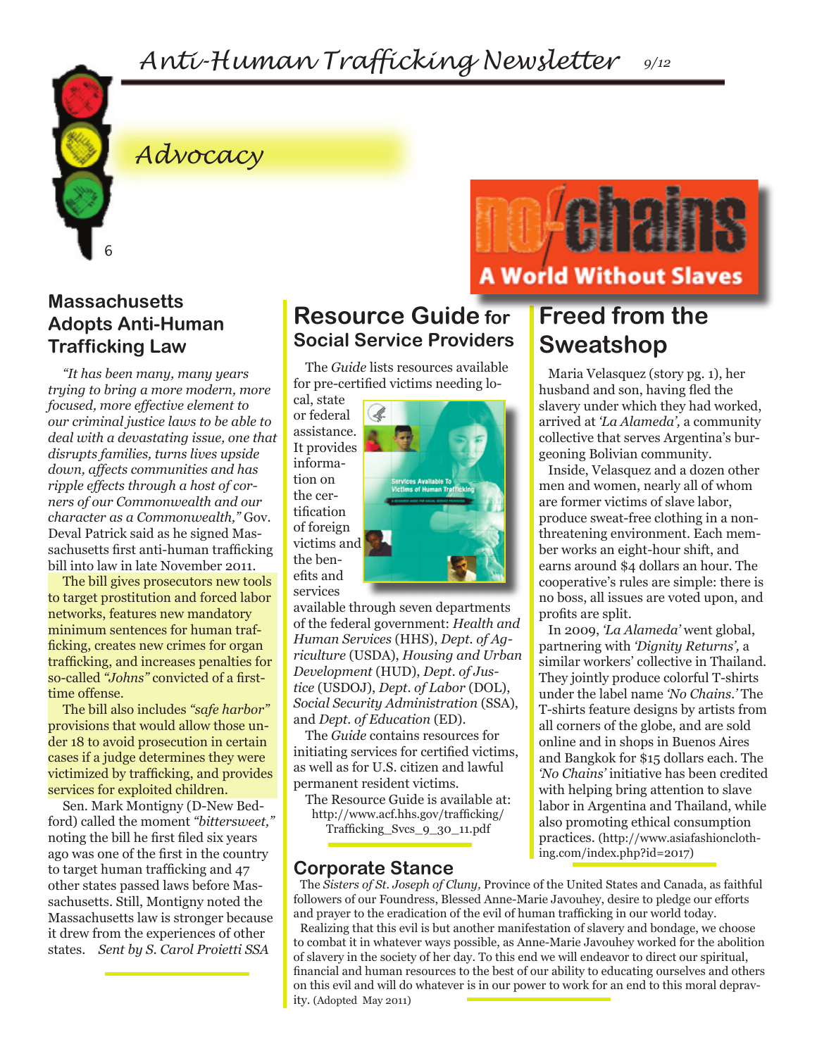# Advocacy

## Massachusetts Adopts Anti-Human Trafficking Law

*"It has been many, many years trying to bring a more modern, more focused, more effective element to our criminal justice laws to be able to deal with a devastating issue, one that disrupts families, turns lives upside down, affects communities and has ripple effects through a host of corners of our Commonwealth and our character as a Commonwealth,"* Gov. Deval Patrick said as he signed Massachusetts first anti-human trafficking bill into law in late November 2011.

The bill gives prosecutors new tools to target prostitution and forced labor networks, features new mandatory minimum sentences for human trafficking, creates new crimes for organ trafficking, and increases penalties for so-called *"Johns"* convicted of a first-time offense.

The bill also includes *"safe harbor"* provisions that would allow those under 18 to avoid prosecution in certain cases if a judge determines they were victimized by trafficking, and provides services for exploited children.

Sen. Mark Montigny (D-New Bedford) called the moment *"bittersweet,"* noting the bill he first filed six years ago was one of the first in the country to target human trafficking and 47 other states passed laws before Massachusetts. Still, Montigny noted the Massachusetts law is stronger because it drew from the experiences of other states. *Sent by S. Carol Proietti SSA*

## Resource Guide for Social Service Providers

The *Guide* lists resources available for pre-certified victims needing local, state or federal assistance. It provides information on the certification of foreign victims and the benefits and services available through seven departments of the federal government: *Health and Human Services* (HHS), *Dept. of Agriculture* (USDA), *Housing and Urban Development* (HUD), *Dept. of Justice* (USDOJ), *Dept. of Labor* (DOL), *Social Security Administration* (SSA), and *Dept. of Education* (ED).

The *Guide* contains resources for initiating services for certified victims, as well as for U.S. citizen and lawful permanent resident victims.

The Resource Guide is available at: http://www.acf.hhs.gov/trafficking/Trafficking_Svcs_9_30_11.pdf

## no chains — A World Without Slaves

## Freed from the Sweatshop

Maria Velasquez (story pg. 1), her husband and son, having fled the slavery under which they had worked, arrived at *'La Alameda'*, a community collective that serves Argentina's burgeoning Bolivian community.

Inside, Velasquez and a dozen other men and women, nearly all of whom are former victims of slave labor, produce sweat-free clothing in a non-threatening environment. Each member works an eight-hour shift, and earns around $4 dollars an hour. The cooperative's rules are simple: there is no boss, all issues are voted upon, and profits are split.

In 2009, *'La Alameda'* went global, partnering with *'Dignity Returns'*, a similar workers' collective in Thailand. They jointly produce colorful T-shirts under the label name *'No Chains.'* The T-shirts feature designs by artists from all corners of the globe, and are sold online and in shops in Buenos Aires and Bangkok for $15 dollars each. The *'No Chains'* initiative has been credited with helping bring attention to slave labor in Argentina and Thailand, while also promoting ethical consumption practices. (http://www.asiafashionclothing.com/index.php?id=2017)

## Corporate Stance

The *Sisters of St. Joseph of Cluny,* Province of the United States and Canada, as faithful followers of our Foundress, Blessed Anne-Marie Javouhey, desire to pledge our efforts and prayer to the eradication of the evil of human trafficking in our world today.

Realizing that this evil is but another manifestation of slavery and bondage, we choose to combat it in whatever ways possible, as Anne-Marie Javouhey worked for the abolition of slavery in the society of her day. To this end we will endeavor to direct our spiritual, financial and human resources to the best of our ability to educating ourselves and others on this evil and will do whatever is in our power to work for an end to this moral depravity. (Adopted May 2011)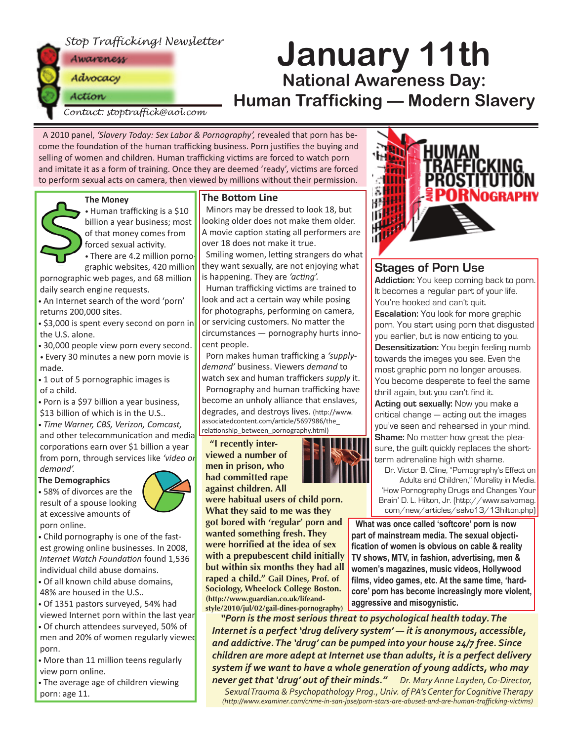*Stop Trafficking! Newsletter*

*Awareness*

*Advocacy*

*Action*

*Contact: stoptraffick@aol.com*

# January 11th

## National Awareness Day: Human Trafficking — Modern Slavery

A 2010 panel, *'Slavery Today: Sex Labor & Pornography'*, revealed that porn has become the foundation of the human trafficking business. Porn justifies the buying and selling of women and children. Human trafficking victims are forced to watch porn and imitate it as a form of training. Once they are deemed 'ready', victims are forced to perform sexual acts on camera, then viewed by millions without their permission.

### The Money

- Human trafficking is a $10 billion a year business; most of that money comes from forced sexual activity.
- There are 4.2 million pornographic websites, 420 million pornographic web pages, and 68 million daily search engine requests.
- An Internet search of the word 'porn' returns 200,000 sites.
- $3,000 is spent every second on porn in the U.S. alone.
- 30,000 people view porn every second.
- Every 30 minutes a new porn movie is made.
- 1 out of 5 pornographic images is of a child.
- Porn is a $97 billion a year business, $13 billion of which is in the U.S..
- *Time Warner, CBS, Verizon, Comcast,* and other telecommunication and media corporations earn over $1 billion a year from porn, through services like *'video on demand'.*

### The Demographics

- 58% of divorces are the result of a spouse looking at excessive amounts of porn online.
- Child pornography is one of the fastest growing online businesses. In 2008, *Internet Watch Foundation* found 1,536 individual child abuse domains.
- Of all known child abuse domains, 48% are housed in the U.S..
- Of 1351 pastors surveyed, 54% had viewed Internet porn within the last year.
- Of church attendees surveyed, 50% of men and 20% of women regularly viewed porn.
- More than 11 million teens regularly view porn online.
- The average age of children viewing porn: age 11.

### The Bottom Line

Minors may be dressed to look 18, but looking older does not make them older. A movie caption stating all performers are over 18 does not make it true.

Smiling women, letting strangers do what they want sexually, are not enjoying what is happening. They are *'acting'.*

Human trafficking victims are trained to look and act a certain way while posing for photographs, performing on camera, or servicing customers. No matter the circumstances — pornography hurts innocent people.

Porn makes human trafficking a *'supply-demand'* business. Viewers *demand* to watch sex and human traffickers *supply* it.

Pornography and human trafficking have become an unholy alliance that enslaves, degrades, and destroys lives. (http://www.associatedcontent.com/article/5697986/the_relationship_between_pornography.html)

**"I recently interviewed a number of men in prison, who had committed rape against children. All were habitual users of child porn. What they said to me was they got bored with 'regular' porn and wanted something fresh. They were horrified at the idea of sex with a prepubescent child initially but within six months they had all raped a child." Gail Dines, Prof. of Sociology, Wheelock College Boston. (http://www.guardian.co.uk/lifeandstyle/2010/jul/02/gail-dines-pornography)**

HUMAN TRAFFICKING PROSTITUTION AND PORNOGRAPHY

### Stages of Porn Use

**Addiction:** You keep coming back to porn. It becomes a regular part of your life. You're hooked and can't quit.

**Escalation:** You look for more graphic porn. You start using porn that disgusted you earlier, but is now enticing to you.

**Desensitization:** You begin feeling numb towards the images you see. Even the most graphic porn no longer arouses. You become desperate to feel the same thrill again, but you can't find it.

**Acting out sexually:** Now you make a critical change — acting out the images you've seen and rehearsed in your mind.

**Shame:** No matter how great the pleasure, the guilt quickly replaces the short-term adrenaline high with shame.

Dr. Victor B. Cline, "Pornography's Effect on Adults and Children," Morality in Media. 'How Pornography Drugs and Changes Your Brain' D. L. Hilton, Jr. (http://www.salvomag.com/new/articles/salvo13/13hilton.php)

**What was once called 'softcore' porn is now part of mainstream media. The sexual objectification of women is obvious on cable & reality TV shows, MTV, in fashion, advertising, men & women's magazines, music videos, Hollywood films, video games, etc. At the same time, 'hardcore' porn has become increasingly more violent, aggressive and misogynistic.**

***"Porn is the most serious threat to psychological health today. The Internet is a perfect 'drug delivery system' — it is anonymous, accessible, and addictive. The 'drug' can be pumped into your house 24/7 free. Since children are more adept at Internet use than adults, it is a perfect delivery system if we want to have a whole generation of young addicts, who may never get that 'drug' out of their minds."*** *Dr. Mary Anne Layden, Co-Director, Sexual Trauma & Psychopathology Prog., Univ. of PA's Center for Cognitive Therapy (http://www.examiner.com/crime-in-san-jose/porn-stars-are-abused-and-are-human-trafficking-victims)*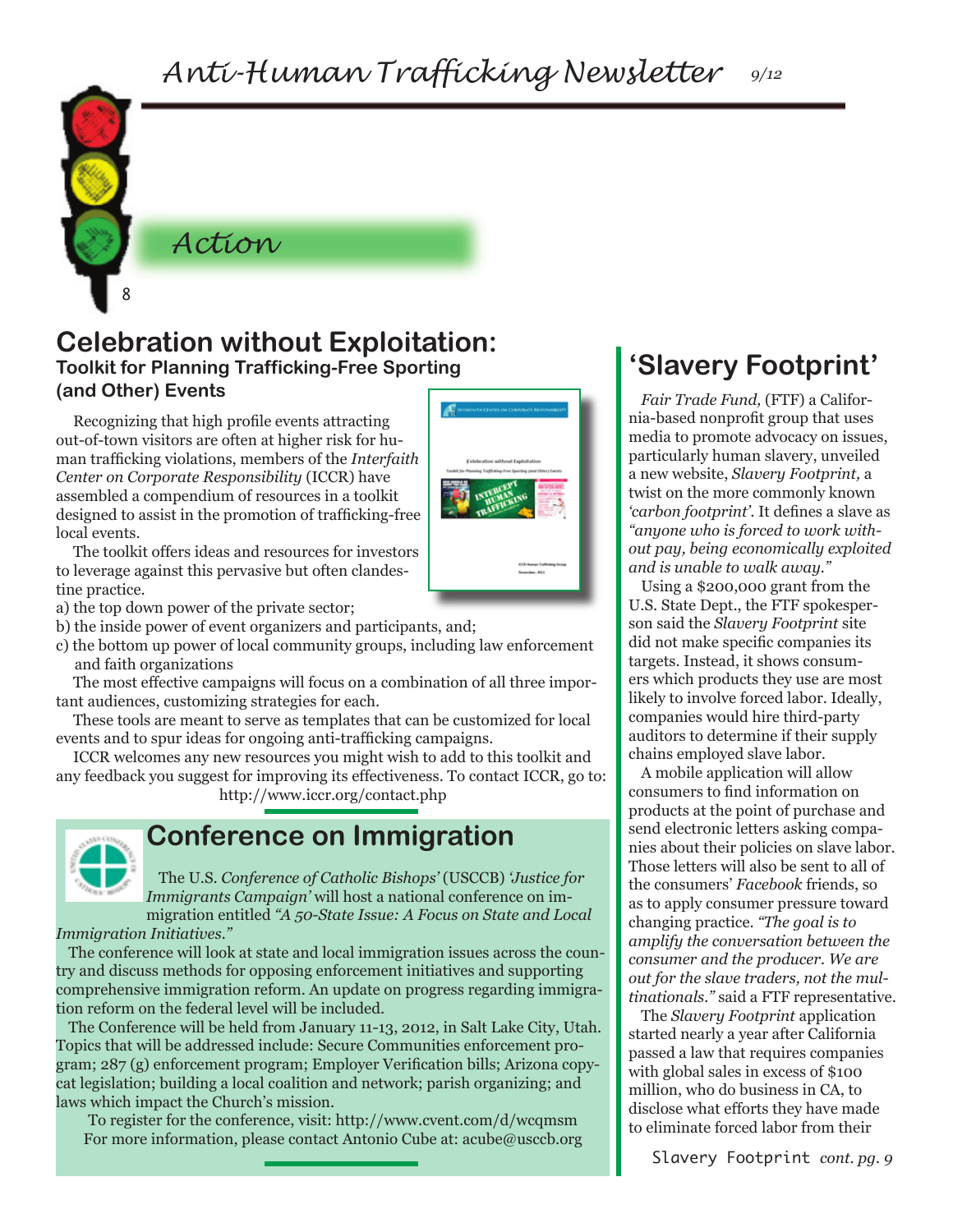# Action

## Celebration without Exploitation:

### Toolkit for Planning Trafficking-Free Sporting (and Other) Events

Recognizing that high profile events attracting out-of-town visitors are often at higher risk for human trafficking violations, members of the *Interfaith Center on Corporate Responsibility* (ICCR) have assembled a compendium of resources in a toolkit designed to assist in the promotion of trafficking-free local events.

The toolkit offers ideas and resources for investors to leverage against this pervasive but often clandestine practice.

a) the top down power of the private sector;
b) the inside power of event organizers and participants, and;
c) the bottom up power of local community groups, including law enforcement and faith organizations

The most effective campaigns will focus on a combination of all three important audiences, customizing strategies for each.

These tools are meant to serve as templates that can be customized for local events and to spur ideas for ongoing anti-trafficking campaigns.

ICCR welcomes any new resources you might wish to add to this toolkit and any feedback you suggest for improving its effectiveness. To contact ICCR, go to: http://www.iccr.org/contact.php

## Conference on Immigration

The U.S. *Conference of Catholic Bishops'* (USCCB) *'Justice for Immigrants Campaign'* will host a national conference on immigration entitled *"A 50-State Issue: A Focus on State and Local Immigration Initiatives."*

The conference will look at state and local immigration issues across the country and discuss methods for opposing enforcement initiatives and supporting comprehensive immigration reform. An update on progress regarding immigration reform on the federal level will be included.

The Conference will be held from January 11-13, 2012, in Salt Lake City, Utah. Topics that will be addressed include: Secure Communities enforcement program; 287 (g) enforcement program; Employer Verification bills; Arizona copycat legislation; building a local coalition and network; parish organizing; and laws which impact the Church's mission.

To register for the conference, visit: http://www.cvent.com/d/wcqmsm
For more information, please contact Antonio Cube at: acube@usccb.org

## 'Slavery Footprint'

*Fair Trade Fund,* (FTF) a California-based nonprofit group that uses media to promote advocacy on issues, particularly human slavery, unveiled a new website, *Slavery Footprint,* a twist on the more commonly known *'carbon footprint'*. It defines a slave as *"anyone who is forced to work without pay, being economically exploited and is unable to walk away."*

Using a $200,000 grant from the U.S. State Dept., the FTF spokesperson said the *Slavery Footprint* site did not make specific companies its targets. Instead, it shows consumers which products they use are most likely to involve forced labor. Ideally, companies would hire third-party auditors to determine if their supply chains employed slave labor.

A mobile application will allow consumers to find information on products at the point of purchase and send electronic letters asking companies about their policies on slave labor. Those letters will also be sent to all of the consumers' *Facebook* friends, so as to apply consumer pressure toward changing practice. *"The goal is to amplify the conversation between the consumer and the producer. We are out for the slave traders, not the multinationals."* said a FTF representative.

The *Slavery Footprint* application started nearly a year after California passed a law that requires companies with global sales in excess of $100 million, who do business in CA, to disclose what efforts they have made to eliminate forced labor from their

Slavery Footprint *cont. pg. 9*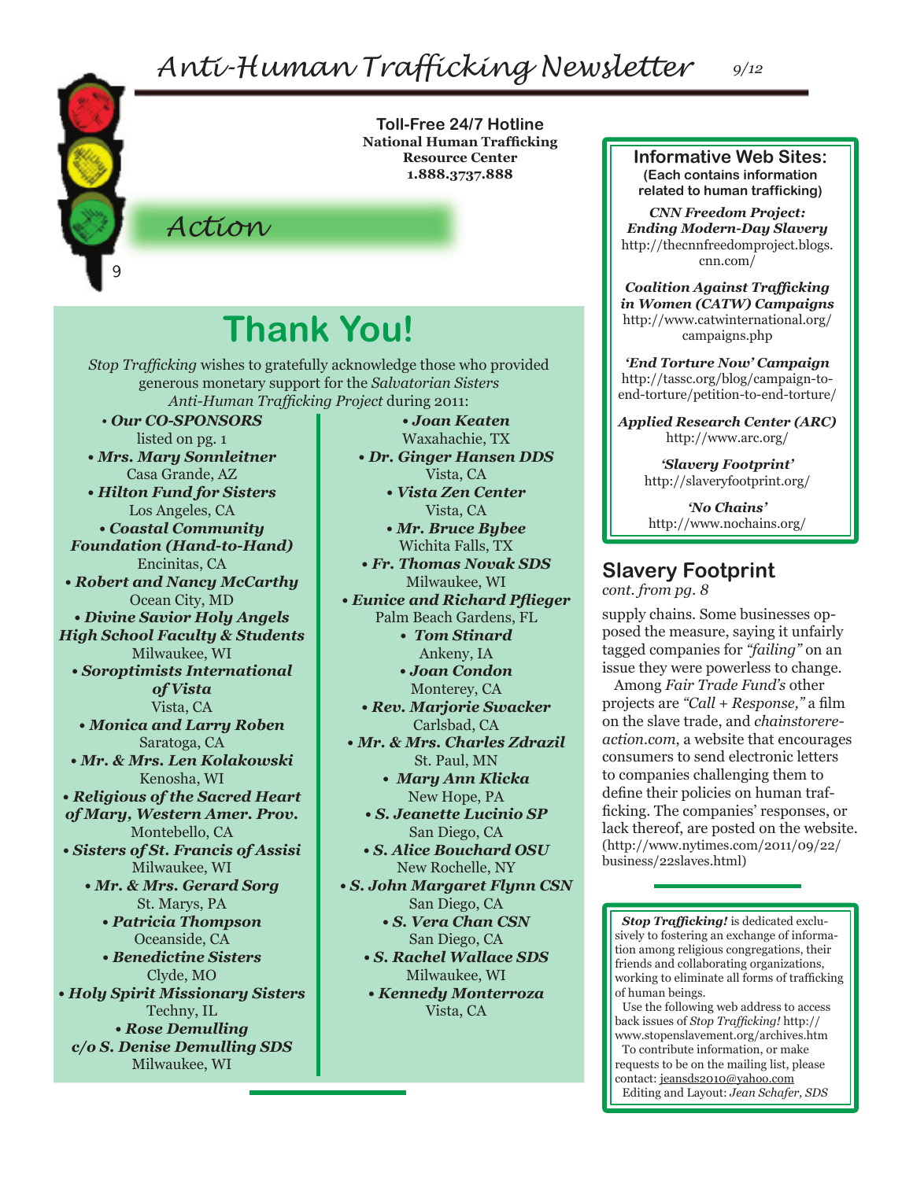**Toll-Free 24/7 Hotline**
**National Human Trafficking Resource Center**
**1.888.3737.888**

## Action

# Thank You!

*Stop Trafficking* wishes to gratefully acknowledge those who provided generous monetary support for the *Salvatorian Sisters Anti-Human Trafficking Project* during 2011:

- ***Our CO-SPONSORS*** listed on pg. 1
- ***Mrs. Mary Sonnleitner*** Casa Grande, AZ
- ***Hilton Fund for Sisters*** Los Angeles, CA
- ***Coastal Community Foundation (Hand-to-Hand)*** Encinitas, CA
- ***Robert and Nancy McCarthy*** Ocean City, MD
- ***Divine Savior Holy Angels High School Faculty & Students*** Milwaukee, WI
- ***Soroptimists International of Vista*** Vista, CA
- ***Monica and Larry Roben*** Saratoga, CA
- ***Mr. & Mrs. Len Kolakowski*** Kenosha, WI
- ***Religious of the Sacred Heart of Mary, Western Amer. Prov.*** Montebello, CA
- ***Sisters of St. Francis of Assisi*** Milwaukee, WI
- ***Mr. & Mrs. Gerard Sorg*** St. Marys, PA
- ***Patricia Thompson*** Oceanside, CA
- ***Benedictine Sisters*** Clyde, MO
- ***Holy Spirit Missionary Sisters*** Techny, IL
- ***Rose Demulling c/o S. Denise Demulling SDS*** Milwaukee, WI
- ***Joan Keaten*** Waxahachie, TX
- ***Dr. Ginger Hansen DDS*** Vista, CA
- ***Vista Zen Center*** Vista, CA
- ***Mr. Bruce Bybee*** Wichita Falls, TX
- ***Fr. Thomas Novak SDS*** Milwaukee, WI
- ***Eunice and Richard Pflieger*** Palm Beach Gardens, FL
- ***Tom Stinard*** Ankeny, IA
- ***Joan Condon*** Monterey, CA
- ***Rev. Marjorie Swacker*** Carlsbad, CA
- ***Mr. & Mrs. Charles Zdrazil*** St. Paul, MN
- ***Mary Ann Klicka*** New Hope, PA
- ***S. Jeanette Lucinio SP*** San Diego, CA
- ***S. Alice Bouchard OSU*** New Rochelle, NY
- ***S. John Margaret Flynn CSN*** San Diego, CA
- ***S. Vera Chan CSN*** San Diego, CA
- ***S. Rachel Wallace SDS*** Milwaukee, WI
- ***Kennedy Monterroza*** Vista, CA

## Informative Web Sites:

**(Each contains information related to human trafficking)**

***CNN Freedom Project: Ending Modern-Day Slavery***
http://thecnnfreedomproject.blogs.cnn.com/

***Coalition Against Trafficking in Women (CATW) Campaigns***
http://www.catwinternational.org/campaigns.php

***'End Torture Now' Campaign***
http://tassc.org/blog/campaign-to-end-torture/petition-to-end-torture/

***Applied Research Center (ARC)***
http://www.arc.org/

***'Slavery Footprint'***
http://slaveryfootprint.org/

***'No Chains'***
http://www.nochains.org/

## Slavery Footprint

*cont. from pg. 8*

supply chains. Some businesses opposed the measure, saying it unfairly tagged companies for *"failing"* on an issue they were powerless to change.

Among *Fair Trade Fund's* other projects are *"Call + Response,"* a film on the slave trade, and *chainstorereaction.com*, a website that encourages consumers to send electronic letters to companies challenging them to define their policies on human trafficking. The companies' responses, or lack thereof, are posted on the website. (http://www.nytimes.com/2011/09/22/business/22slaves.html)

***Stop Trafficking!*** is dedicated exclusively to fostering an exchange of information among religious congregations, their friends and collaborating organizations, working to eliminate all forms of trafficking of human beings.

Use the following web address to access back issues of *Stop Trafficking!* http://www.stopenslavement.org/archives.htm

To contribute information, or make requests to be on the mailing list, please contact: jeansds2010@yahoo.com

Editing and Layout: *Jean Schafer, SDS*